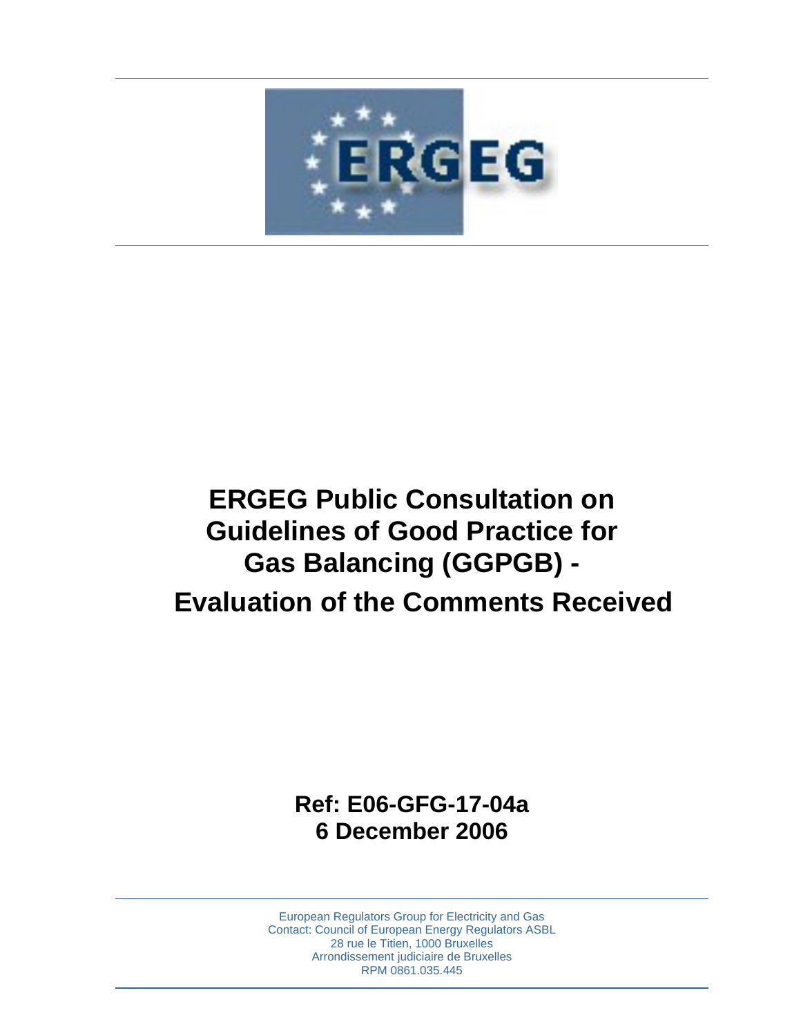# ERGEG Public Consultation on Guidelines of Good Practice for Gas Balancing (GGPGB) - Evaluation of the Comments Received

**Ref: E06-GFG-17-04a**
**6 December 2006**

European Regulators Group for Electricity and Gas
Contact: Council of European Energy Regulators ASBL
28 rue le Titien, 1000 Bruxelles
Arrondissement judiciaire de Bruxelles
RPM 0861.035.445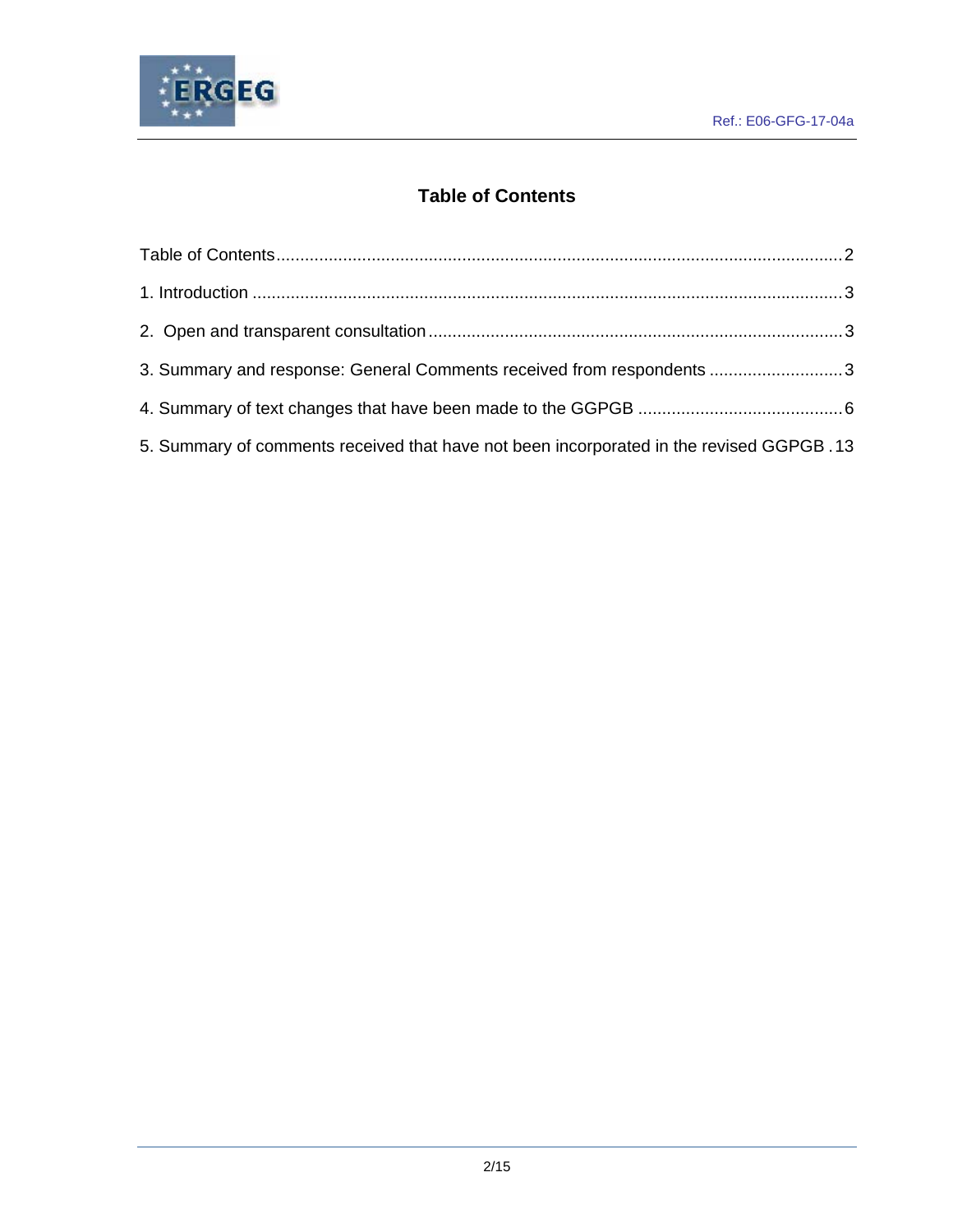# Table of Contents

Table of Contents........................................................................................................................2

1. Introduction ............................................................................................................................3

2. Open and transparent consultation.......................................................................................3

3. Summary and response: General Comments received from respondents ............................3

4. Summary of text changes that have been made to the GGPGB ...........................................6

5. Summary of comments received that have not been incorporated in the revised GGPGB .13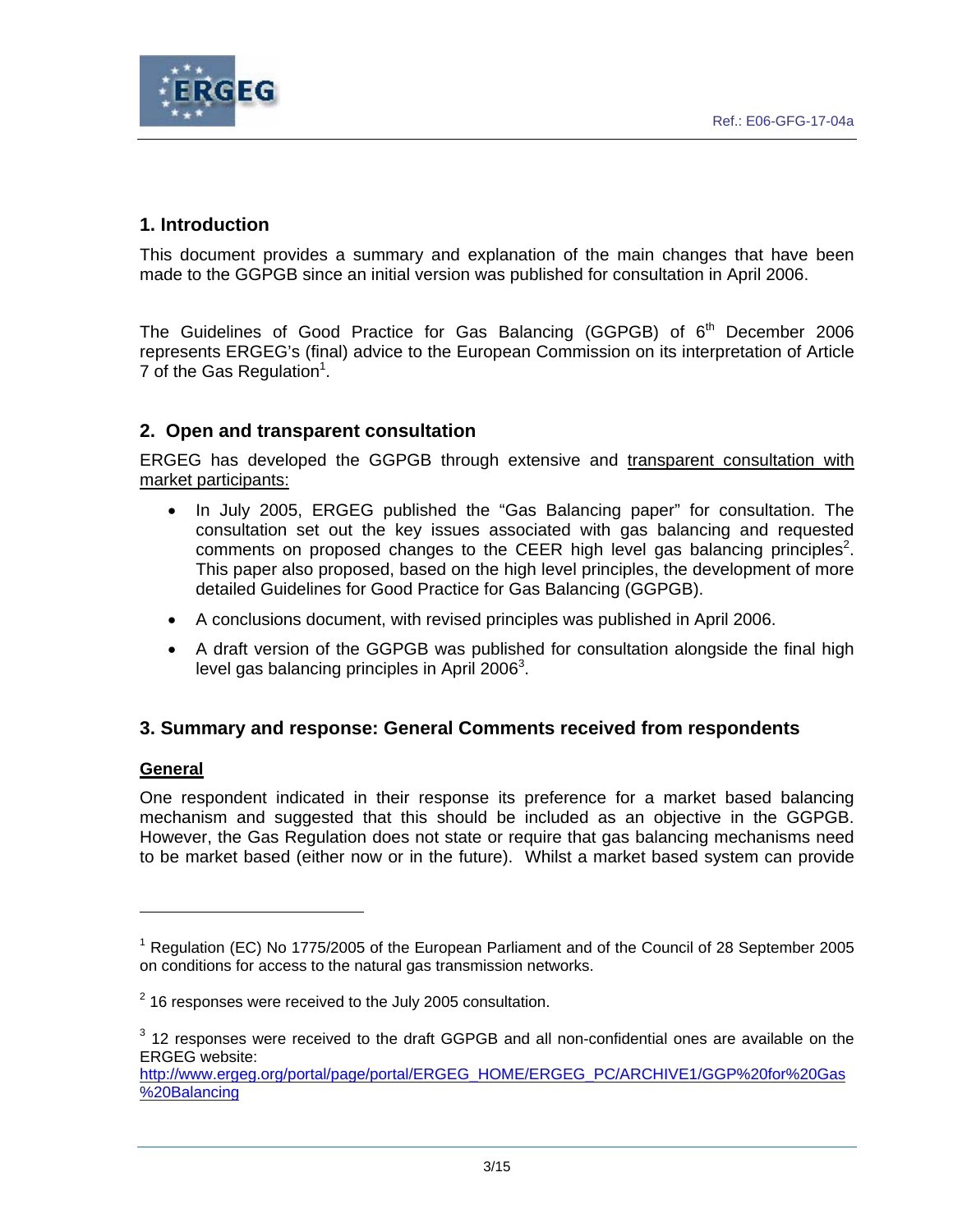## 1. Introduction

This document provides a summary and explanation of the main changes that have been made to the GGPGB since an initial version was published for consultation in April 2006.

The Guidelines of Good Practice for Gas Balancing (GGPGB) of 6th December 2006 represents ERGEG's (final) advice to the European Commission on its interpretation of Article 7 of the Gas Regulation[1].

## 2. Open and transparent consultation

ERGEG has developed the GGPGB through extensive and transparent consultation with market participants:

- In July 2005, ERGEG published the "Gas Balancing paper" for consultation. The consultation set out the key issues associated with gas balancing and requested comments on proposed changes to the CEER high level gas balancing principles[2]. This paper also proposed, based on the high level principles, the development of more detailed Guidelines for Good Practice for Gas Balancing (GGPGB).
- A conclusions document, with revised principles was published in April 2006.
- A draft version of the GGPGB was published for consultation alongside the final high level gas balancing principles in April 2006[3].

## 3. Summary and response: General Comments received from respondents

**General**

One respondent indicated in their response its preference for a market based balancing mechanism and suggested that this should be included as an objective in the GGPGB. However, the Gas Regulation does not state or require that gas balancing mechanisms need to be market based (either now or in the future). Whilst a market based system can provide

---

[1] Regulation (EC) No 1775/2005 of the European Parliament and of the Council of 28 September 2005 on conditions for access to the natural gas transmission networks.

[2] 16 responses were received to the July 2005 consultation.

[3] 12 responses were received to the draft GGPGB and all non-confidential ones are available on the ERGEG website: http://www.ergeg.org/portal/page/portal/ERGEG_HOME/ERGEG_PC/ARCHIVE1/GGP%20for%20Gas%20Balancing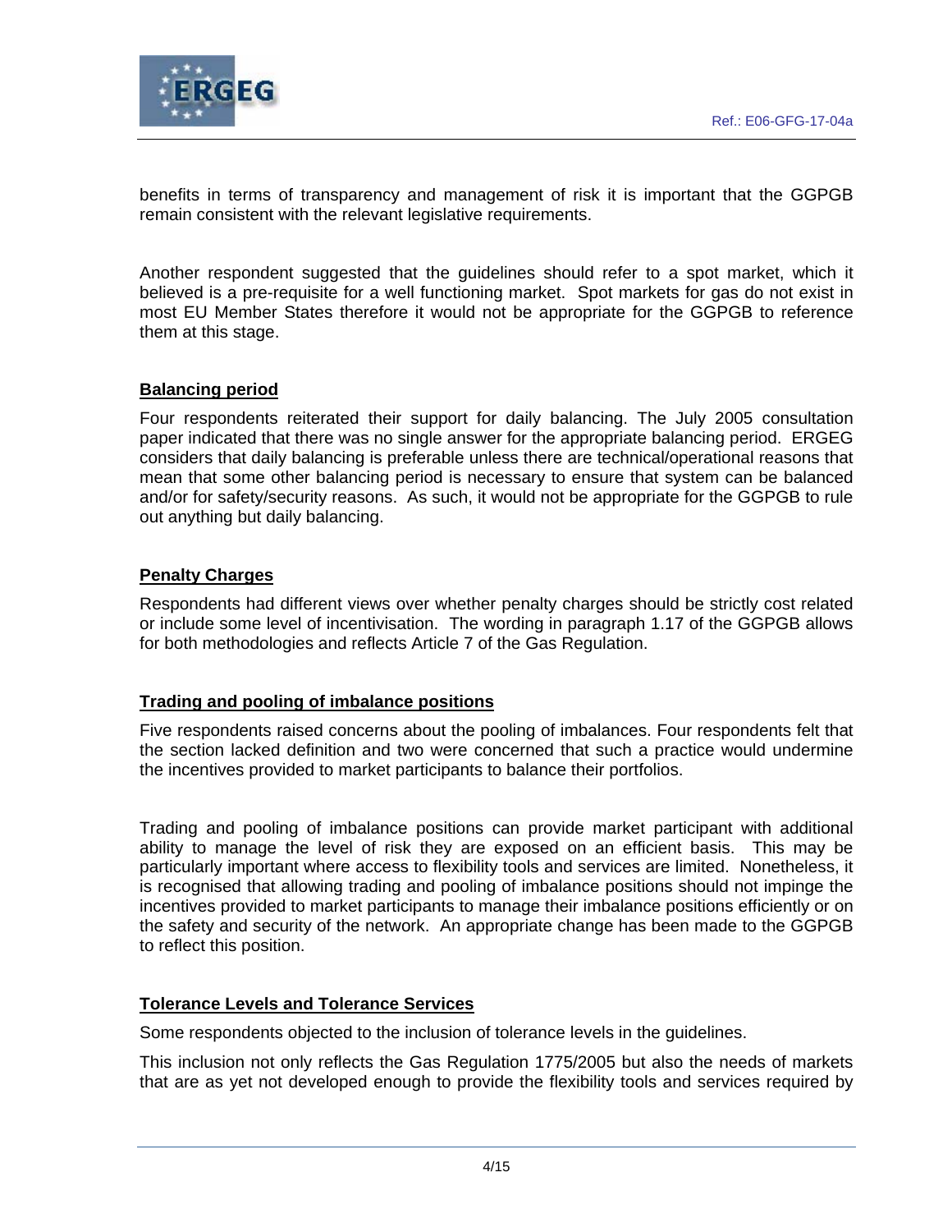benefits in terms of transparency and management of risk it is important that the GGPGB remain consistent with the relevant legislative requirements.

Another respondent suggested that the guidelines should refer to a spot market, which it believed is a pre-requisite for a well functioning market. Spot markets for gas do not exist in most EU Member States therefore it would not be appropriate for the GGPGB to reference them at this stage.

**Balancing period**

Four respondents reiterated their support for daily balancing. The July 2005 consultation paper indicated that there was no single answer for the appropriate balancing period. ERGEG considers that daily balancing is preferable unless there are technical/operational reasons that mean that some other balancing period is necessary to ensure that system can be balanced and/or for safety/security reasons. As such, it would not be appropriate for the GGPGB to rule out anything but daily balancing.

**Penalty Charges**

Respondents had different views over whether penalty charges should be strictly cost related or include some level of incentivisation. The wording in paragraph 1.17 of the GGPGB allows for both methodologies and reflects Article 7 of the Gas Regulation.

**Trading and pooling of imbalance positions**

Five respondents raised concerns about the pooling of imbalances. Four respondents felt that the section lacked definition and two were concerned that such a practice would undermine the incentives provided to market participants to balance their portfolios.

Trading and pooling of imbalance positions can provide market participant with additional ability to manage the level of risk they are exposed on an efficient basis. This may be particularly important where access to flexibility tools and services are limited. Nonetheless, it is recognised that allowing trading and pooling of imbalance positions should not impinge the incentives provided to market participants to manage their imbalance positions efficiently or on the safety and security of the network. An appropriate change has been made to the GGPGB to reflect this position.

**Tolerance Levels and Tolerance Services**

Some respondents objected to the inclusion of tolerance levels in the guidelines.

This inclusion not only reflects the Gas Regulation 1775/2005 but also the needs of markets that are as yet not developed enough to provide the flexibility tools and services required by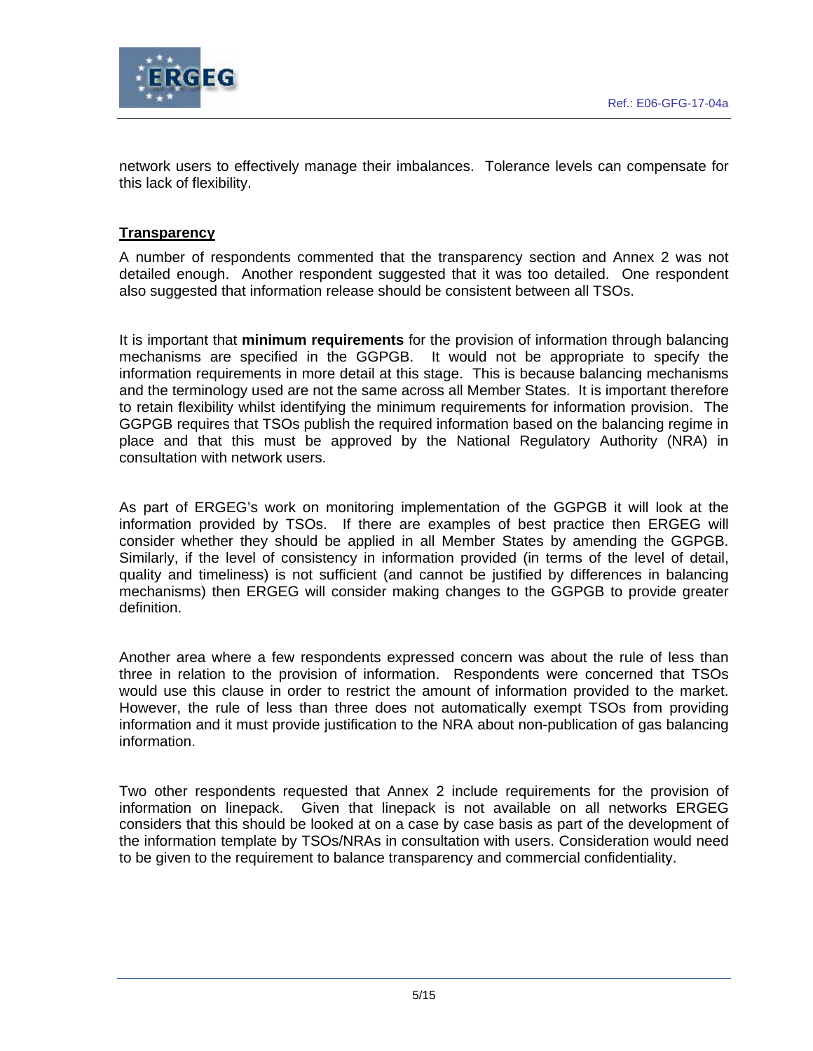network users to effectively manage their imbalances. Tolerance levels can compensate for this lack of flexibility.

## Transparency

A number of respondents commented that the transparency section and Annex 2 was not detailed enough. Another respondent suggested that it was too detailed. One respondent also suggested that information release should be consistent between all TSOs.

It is important that **minimum requirements** for the provision of information through balancing mechanisms are specified in the GGPGB. It would not be appropriate to specify the information requirements in more detail at this stage. This is because balancing mechanisms and the terminology used are not the same across all Member States. It is important therefore to retain flexibility whilst identifying the minimum requirements for information provision. The GGPGB requires that TSOs publish the required information based on the balancing regime in place and that this must be approved by the National Regulatory Authority (NRA) in consultation with network users.

As part of ERGEG's work on monitoring implementation of the GGPGB it will look at the information provided by TSOs. If there are examples of best practice then ERGEG will consider whether they should be applied in all Member States by amending the GGPGB. Similarly, if the level of consistency in information provided (in terms of the level of detail, quality and timeliness) is not sufficient (and cannot be justified by differences in balancing mechanisms) then ERGEG will consider making changes to the GGPGB to provide greater definition.

Another area where a few respondents expressed concern was about the rule of less than three in relation to the provision of information. Respondents were concerned that TSOs would use this clause in order to restrict the amount of information provided to the market. However, the rule of less than three does not automatically exempt TSOs from providing information and it must provide justification to the NRA about non-publication of gas balancing information.

Two other respondents requested that Annex 2 include requirements for the provision of information on linepack. Given that linepack is not available on all networks ERGEG considers that this should be looked at on a case by case basis as part of the development of the information template by TSOs/NRAs in consultation with users. Consideration would need to be given to the requirement to balance transparency and commercial confidentiality.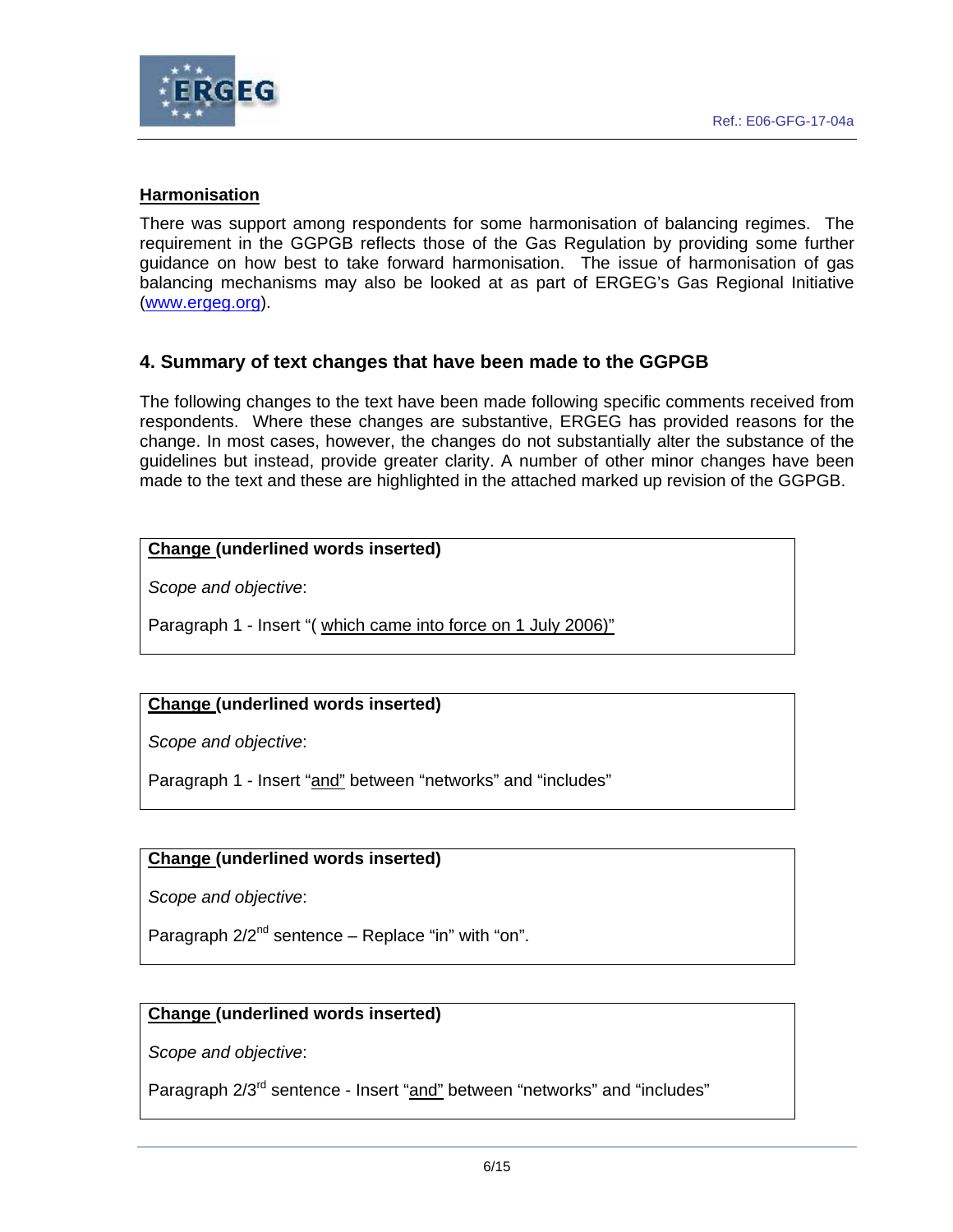## Harmonisation

There was support among respondents for some harmonisation of balancing regimes. The requirement in the GGPGB reflects those of the Gas Regulation by providing some further guidance on how best to take forward harmonisation. The issue of harmonisation of gas balancing mechanisms may also be looked at as part of ERGEG's Gas Regional Initiative (www.ergeg.org).

## 4. Summary of text changes that have been made to the GGPGB

The following changes to the text have been made following specific comments received from respondents. Where these changes are substantive, ERGEG has provided reasons for the change. In most cases, however, the changes do not substantially alter the substance of the guidelines but instead, provide greater clarity. A number of other minor changes have been made to the text and these are highlighted in the attached marked up revision of the GGPGB.

**Change (underlined words inserted)**

*Scope and objective*:

Paragraph 1 - Insert "( which came into force on 1 July 2006)"

**Change (underlined words inserted)**

*Scope and objective*:

Paragraph 1 - Insert "and" between "networks" and "includes"

**Change (underlined words inserted)**

*Scope and objective*:

Paragraph 2/2nd sentence – Replace "in" with "on".

**Change (underlined words inserted)**

*Scope and objective*:

Paragraph 2/3rd sentence - Insert "and" between "networks" and "includes"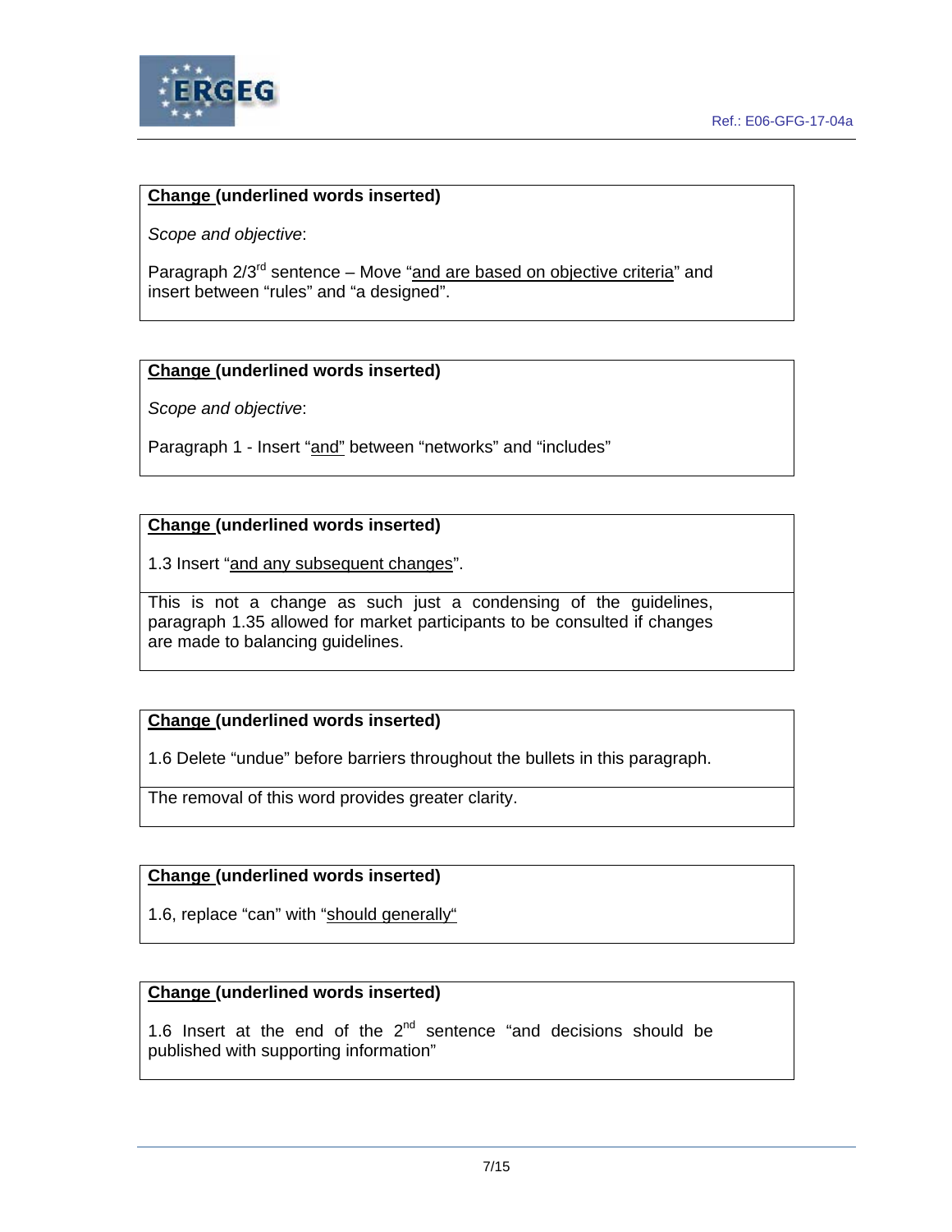| **Change (underlined words inserted)** |
|---|
| *Scope and objective*:<br><br>Paragraph 2/3rd sentence – Move "and are based on objective criteria" and insert between "rules" and "a designed". |

| **Change (underlined words inserted)** |
|---|
| *Scope and objective*:<br><br>Paragraph 1 - Insert "and" between "networks" and "includes" |

| **Change (underlined words inserted)** |
|---|
| 1.3 Insert "and any subsequent changes". |
| This is not a change as such just a condensing of the guidelines, paragraph 1.35 allowed for market participants to be consulted if changes are made to balancing guidelines. |

| **Change (underlined words inserted)** |
|---|
| 1.6 Delete "undue" before barriers throughout the bullets in this paragraph. |
| The removal of this word provides greater clarity. |

| **Change (underlined words inserted)** |
|---|
| 1.6, replace "can" with "should generally" |

| **Change (underlined words inserted)** |
|---|
| 1.6 Insert at the end of the 2nd sentence "and decisions should be published with supporting information" |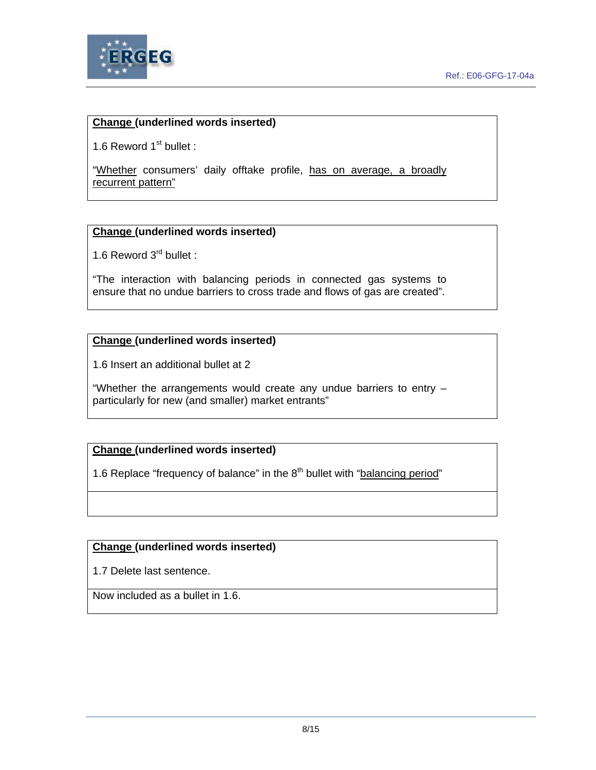**<u>Change</u> (underlined words inserted)**

1.6 Reword 1st bullet :

"<u>Whether</u> consumers' daily offtake profile, <u>has on average, a broadly recurrent pattern"</u>

**<u>Change</u> (underlined words inserted)**

1.6 Reword 3rd bullet :

"The interaction with balancing periods in connected gas systems to ensure that no undue barriers to cross trade and flows of gas are created".

**<u>Change</u> (underlined words inserted)**

1.6 Insert an additional bullet at 2

"Whether the arrangements would create any undue barriers to entry – particularly for new (and smaller) market entrants"

**<u>Change</u> (underlined words inserted)**

1.6 Replace "frequency of balance" in the 8th bullet with "<u>balancing period</u>"

**<u>Change</u> (underlined words inserted)**

1.7 Delete last sentence.

Now included as a bullet in 1.6.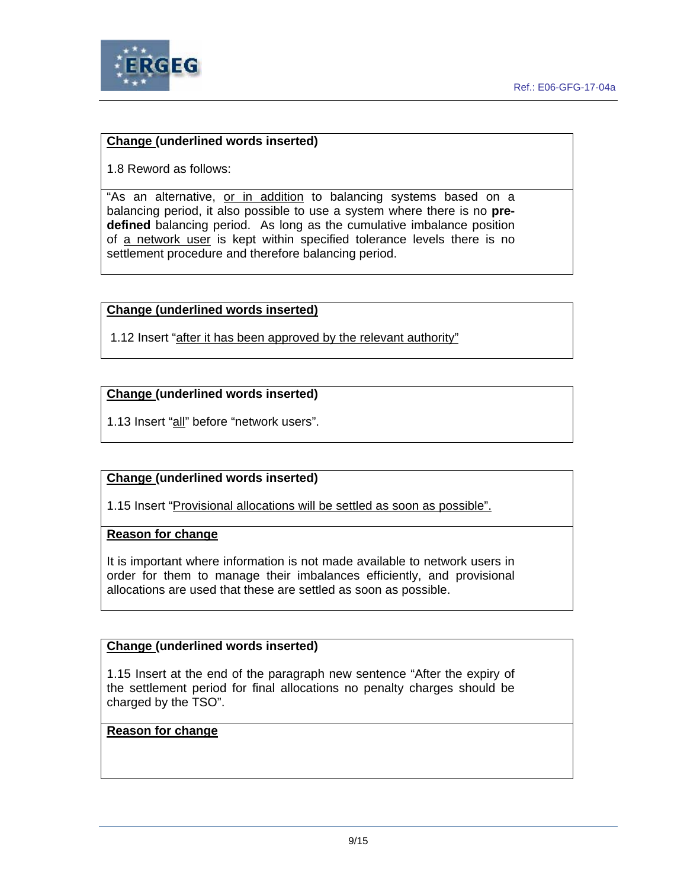**Change (underlined words inserted)**

1.8 Reword as follows:

"As an alternative, <u>or in addition</u> to balancing systems based on a balancing period, it also possible to use a system where there is no **pre-defined** balancing period. As long as the cumulative imbalance position of <u>a network user</u> is kept within specified tolerance levels there is no settlement procedure and therefore balancing period.

**Change (underlined words inserted)**

1.12 Insert "<u>after it has been approved by the relevant authority"</u>

**Change (underlined words inserted)**

1.13 Insert "<u>all</u>" before "network users".

**Change (underlined words inserted)**

1.15 Insert "<u>Provisional allocations will be settled as soon as possible".</u>

**Reason for change**

It is important where information is not made available to network users in order for them to manage their imbalances efficiently, and provisional allocations are used that these are settled as soon as possible.

**Change (underlined words inserted)**

1.15 Insert at the end of the paragraph new sentence "After the expiry of the settlement period for final allocations no penalty charges should be charged by the TSO".

**Reason for change**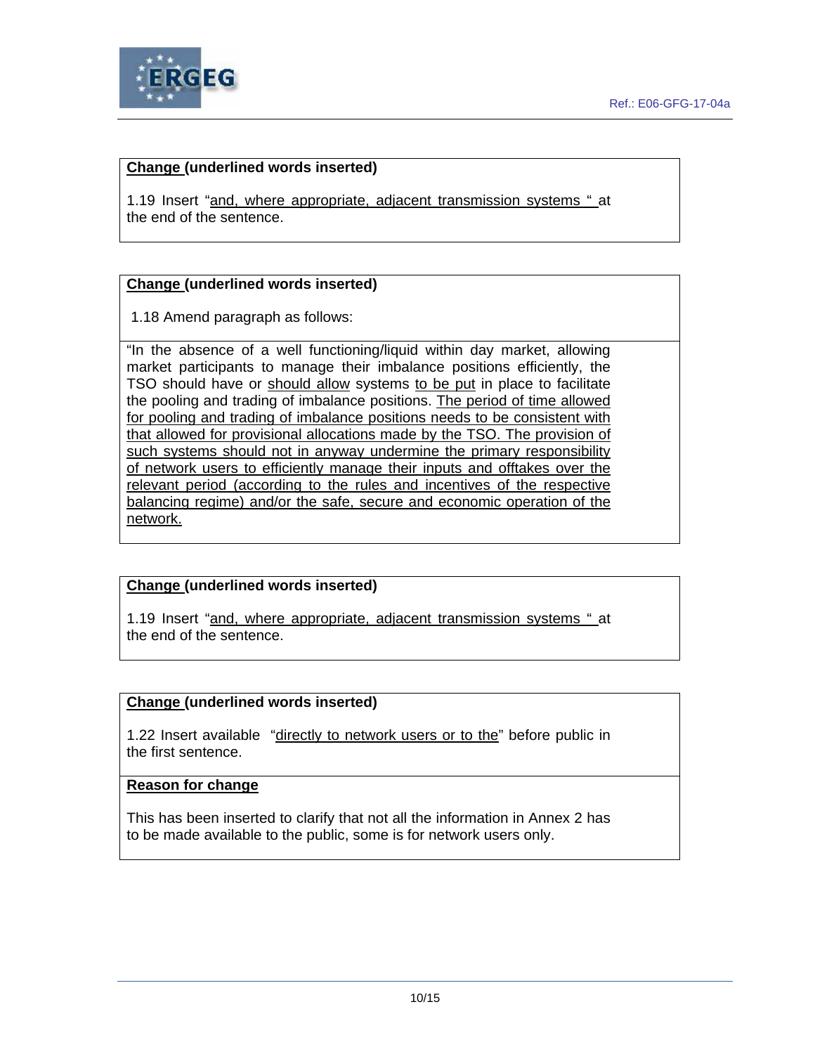**<u>Change</u> (underlined words inserted)**

1.19 Insert "<u>and, where appropriate, adjacent transmission systems "</u> at the end of the sentence.

**<u>Change</u> (underlined words inserted)**

1.18 Amend paragraph as follows:

"In the absence of a well functioning/liquid within day market, allowing market participants to manage their imbalance positions efficiently, the TSO should have or <u>should allow</u> systems <u>to be put</u> in place to facilitate the pooling and trading of imbalance positions. <u>The period of time allowed for pooling and trading of imbalance positions needs to be consistent with that allowed for provisional allocations made by the TSO. The provision of such systems should not in anyway undermine the primary responsibility of network users to efficiently manage their inputs and offtakes over the relevant period (according to the rules and incentives of the respective balancing regime) and/or the safe, secure and economic operation of the network.</u>

**<u>Change</u> (underlined words inserted)**

1.19 Insert "<u>and, where appropriate, adjacent transmission systems "</u> at the end of the sentence.

**<u>Change</u> (underlined words inserted)**

1.22 Insert available "<u>directly to network users or to the</u>" before public in the first sentence.

**<u>Reason for change</u>**

This has been inserted to clarify that not all the information in Annex 2 has to be made available to the public, some is for network users only.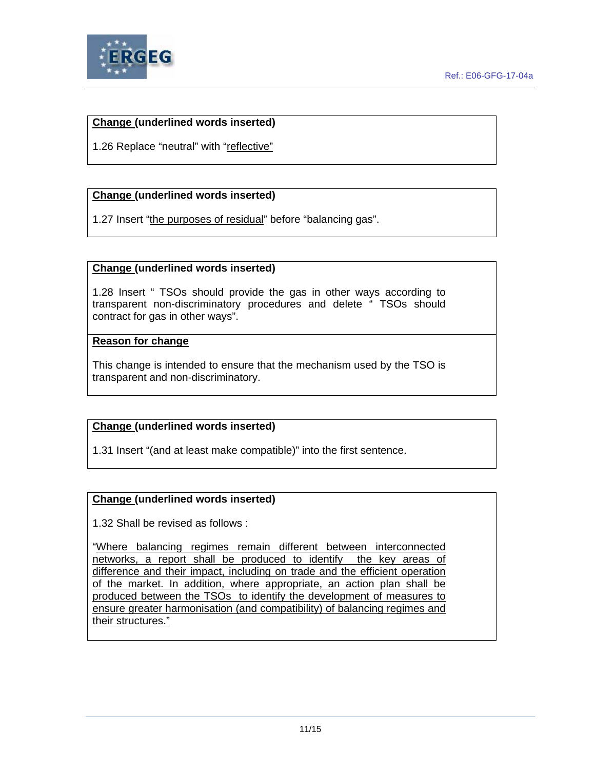**<u>Change</u> (underlined words inserted)**

1.26 Replace “neutral” with “<u>reflective</u>”

**<u>Change</u> (underlined words inserted)**

1.27 Insert “<u>the purposes of residual</u>” before “balancing gas”.

**<u>Change</u> (underlined words inserted)**

1.28 Insert “ TSOs should provide the gas in other ways according to transparent non-discriminatory procedures and delete “ TSOs should contract for gas in other ways”.

**<u>Reason for change</u>**

This change is intended to ensure that the mechanism used by the TSO is transparent and non-discriminatory.

**<u>Change</u> (underlined words inserted)**

1.31 Insert “(and at least make compatible)” into the first sentence.

**<u>Change</u> (underlined words inserted)**

1.32 Shall be revised as follows :

“<u>Where balancing regimes remain different between interconnected networks, a report shall be produced to identify the key areas of difference and their impact, including on trade and the efficient operation of the market. In addition, where appropriate, an action plan shall be produced between the TSOs to identify the development of measures to ensure greater harmonisation (and compatibility) of balancing regimes and their structures.”</u>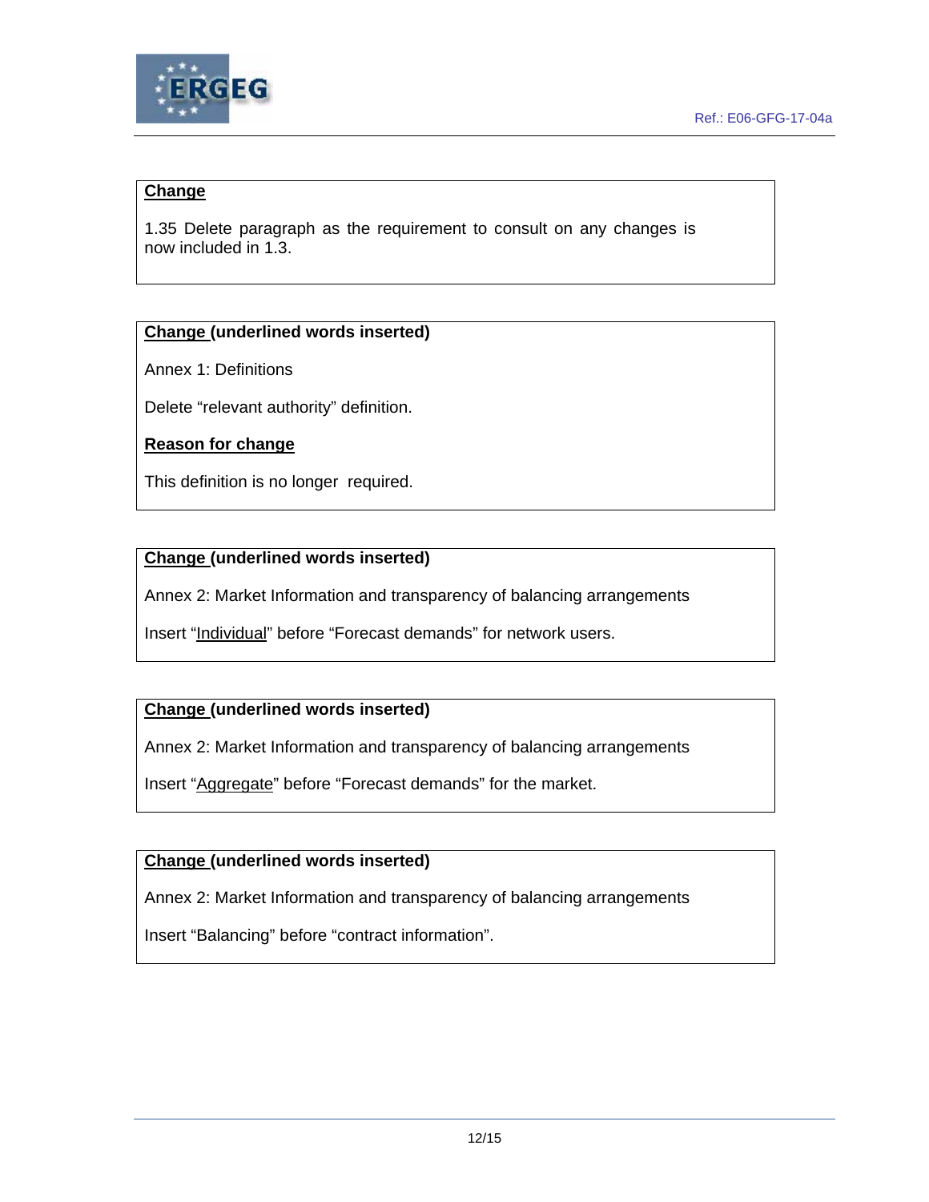**Change**

1.35 Delete paragraph as the requirement to consult on any changes is now included in 1.3.

**Change (underlined words inserted)**

Annex 1: Definitions

Delete "relevant authority" definition.

**Reason for change**

This definition is no longer required.

**Change (underlined words inserted)**

Annex 2: Market Information and transparency of balancing arrangements

Insert "Individual" before "Forecast demands" for network users.

**Change (underlined words inserted)**

Annex 2: Market Information and transparency of balancing arrangements

Insert "Aggregate" before "Forecast demands" for the market.

**Change (underlined words inserted)**

Annex 2: Market Information and transparency of balancing arrangements

Insert "Balancing" before "contract information".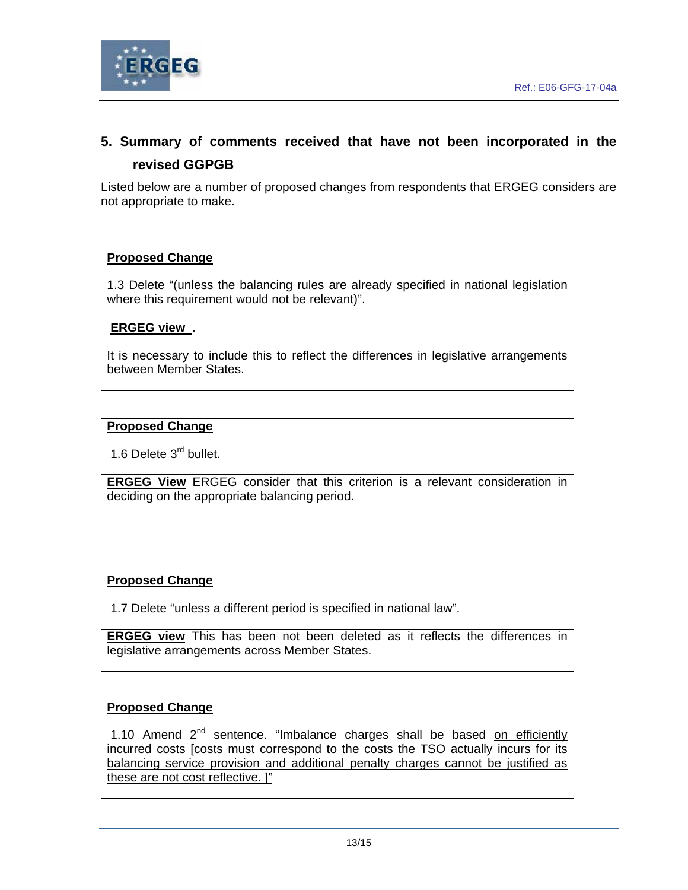## 5. Summary of comments received that have not been incorporated in the revised GGPGB

Listed below are a number of proposed changes from respondents that ERGEG considers are not appropriate to make.

**Proposed Change**

1.3 Delete "(unless the balancing rules are already specified in national legislation where this requirement would not be relevant)".

**ERGEG view**.

It is necessary to include this to reflect the differences in legislative arrangements between Member States.

**Proposed Change**

1.6 Delete 3rd bullet.

**ERGEG View** ERGEG consider that this criterion is a relevant consideration in deciding on the appropriate balancing period.

**Proposed Change**

1.7 Delete "unless a different period is specified in national law".

**ERGEG view** This has been not been deleted as it reflects the differences in legislative arrangements across Member States.

**Proposed Change**

1.10 Amend 2nd sentence. "Imbalance charges shall be based <u>on efficiently incurred costs [costs must correspond to the costs the TSO actually incurs for its balancing service provision and additional penalty charges cannot be justified as these are not cost reflective. ]</u>"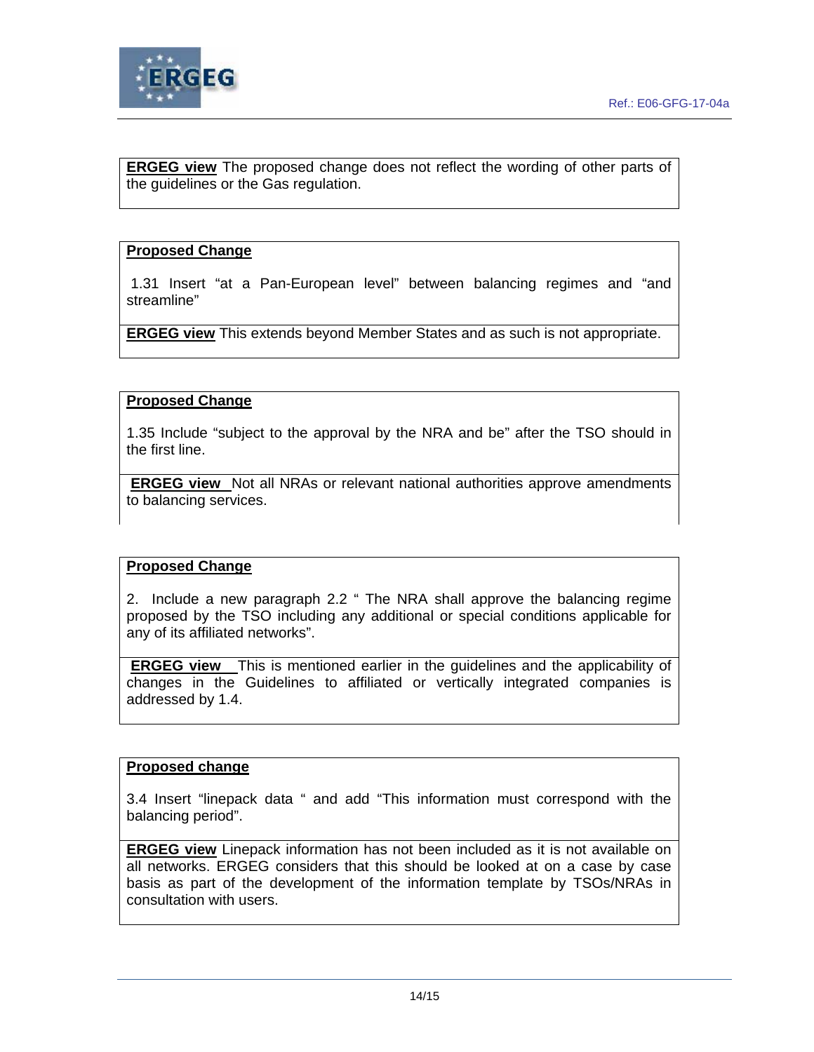**ERGEG view** The proposed change does not reflect the wording of other parts of the guidelines or the Gas regulation.

**Proposed Change**

1.31 Insert "at a Pan-European level" between balancing regimes and "and streamline"

**ERGEG view** This extends beyond Member States and as such is not appropriate.

**Proposed Change**

1.35 Include "subject to the approval by the NRA and be" after the TSO should in the first line.

**ERGEG view** Not all NRAs or relevant national authorities approve amendments to balancing services.

**Proposed Change**

2. Include a new paragraph 2.2 " The NRA shall approve the balancing regime proposed by the TSO including any additional or special conditions applicable for any of its affiliated networks".

**ERGEG view** This is mentioned earlier in the guidelines and the applicability of changes in the Guidelines to affiliated or vertically integrated companies is addressed by 1.4.

**Proposed change**

3.4 Insert "linepack data " and add "This information must correspond with the balancing period".

**ERGEG view** Linepack information has not been included as it is not available on all networks. ERGEG considers that this should be looked at on a case by case basis as part of the development of the information template by TSOs/NRAs in consultation with users.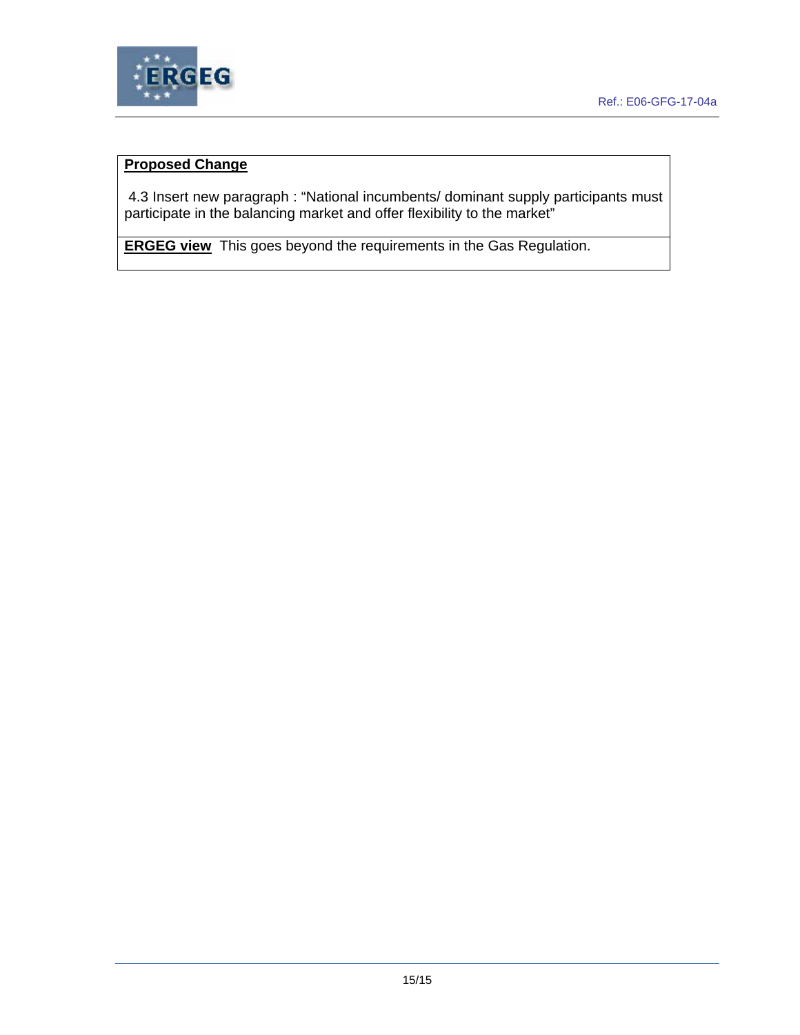| **Proposed Change** |
|---|
| 4.3 Insert new paragraph : “National incumbents/ dominant supply participants must participate in the balancing market and offer flexibility to the market” |
| **ERGEG view** This goes beyond the requirements in the Gas Regulation. |